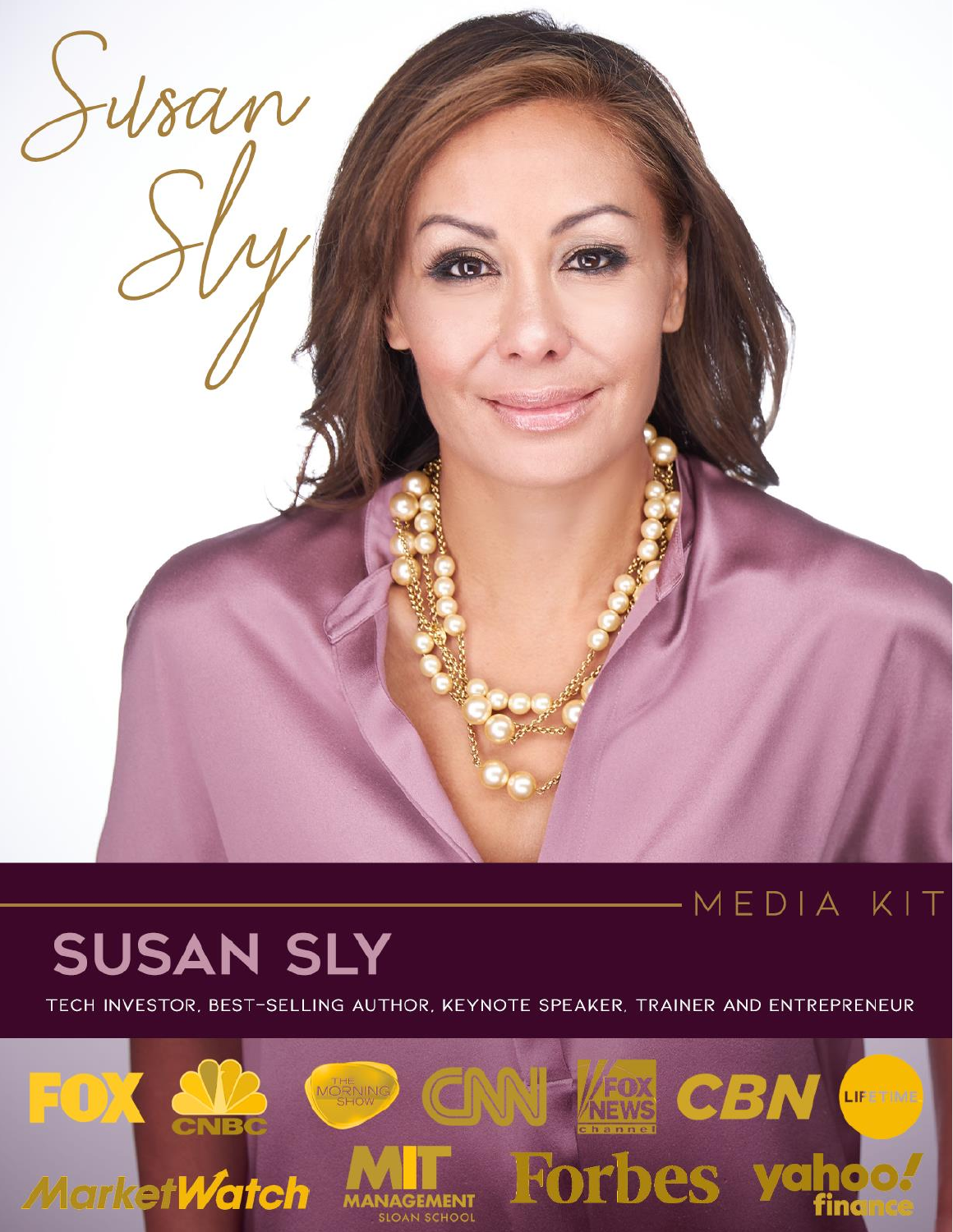Susan Sly

MEDIA KIT

# SUSAN SLY

TECH INVESTOR, BEST-SELLING AUTHOR, KEYNOTE SPEAKER, TRAINER AND ENTREPRENEUR

FOX CNBC THE MORNING SHOW CNN FOX NEWS channel CBN LIFETIME MarketWatch MIT MANAGEMENT SLOAN SCHOOL Forbes yahoo! finance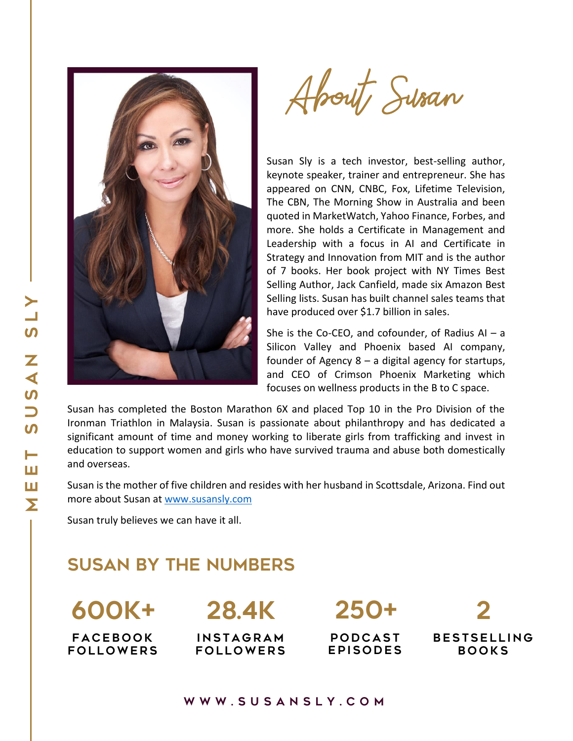# About Susan

Susan Sly is a tech investor, best-selling author, keynote speaker, trainer and entrepreneur. She has appeared on CNN, CNBC, Fox, Lifetime Television, The CBN, The Morning Show in Australia and been quoted in MarketWatch, Yahoo Finance, Forbes, and more. She holds a Certificate in Management and Leadership with a focus in AI and Certificate in Strategy and Innovation from MIT and is the author of 7 books. Her book project with NY Times Best Selling Author, Jack Canfield, made six Amazon Best Selling lists. Susan has built channel sales teams that have produced over $1.7 billion in sales.

She is the Co-CEO, and cofounder, of Radius AI – a Silicon Valley and Phoenix based AI company, founder of Agency 8 – a digital agency for startups, and CEO of Crimson Phoenix Marketing which focuses on wellness products in the B to C space.

Susan has completed the Boston Marathon 6X and placed Top 10 in the Pro Division of the Ironman Triathlon in Malaysia. Susan is passionate about philanthropy and has dedicated a significant amount of time and money working to liberate girls from trafficking and invest in education to support women and girls who have survived trauma and abuse both domestically and overseas.

Susan is the mother of five children and resides with her husband in Scottsdale, Arizona. Find out more about Susan at [www.susansly.com](http://www.susansly.com)

Susan truly believes we can have it all.

## SUSAN BY THE NUMBERS

| 600K+ | 28.4K | 250+ | 2 |
|---|---|---|---|
| FACEBOOK FOLLOWERS | INSTAGRAM FOLLOWERS | PODCAST EPISODES | BESTSELLING BOOKS |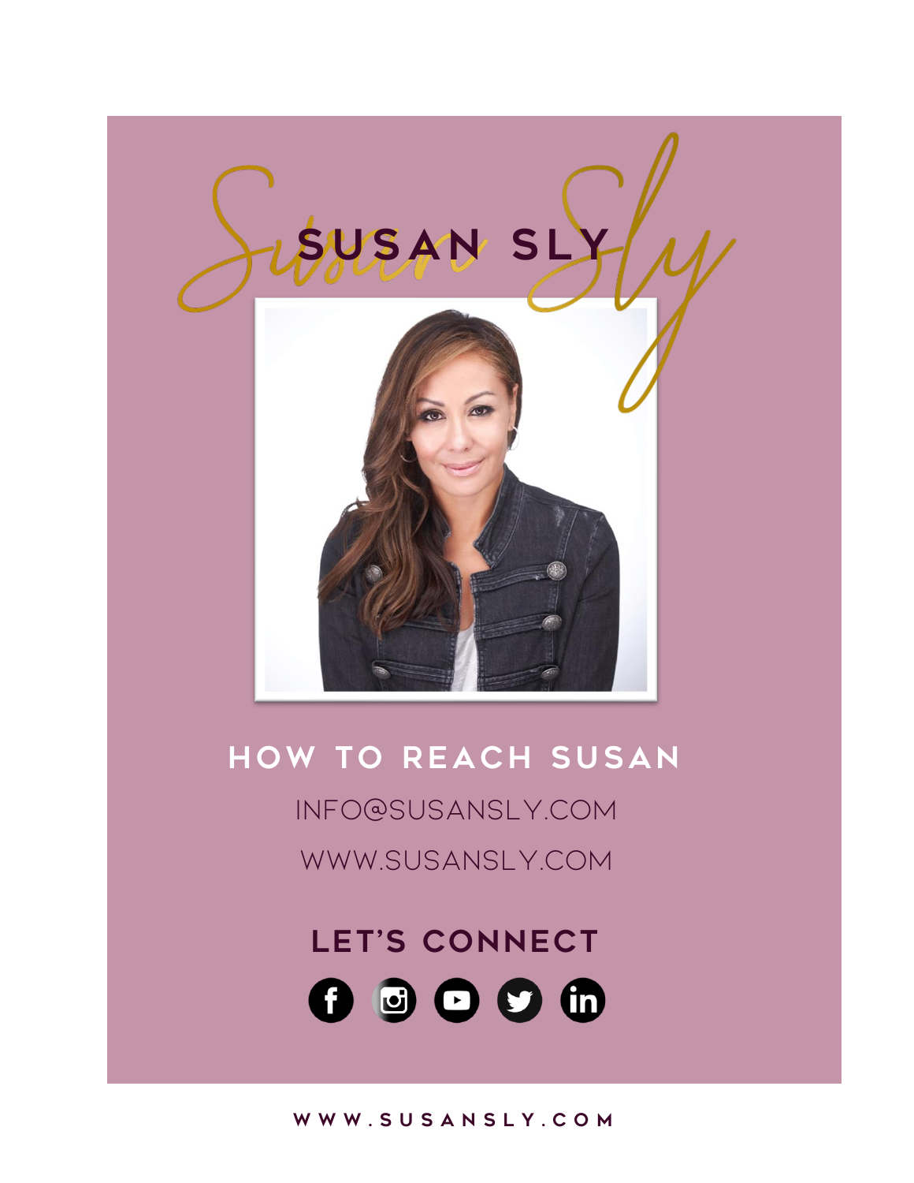# SUSAN SLY

## HOW TO REACH SUSAN

INFO@SUSANSLY.COM

WWW.SUSANSLY.COM

## LET'S CONNECT